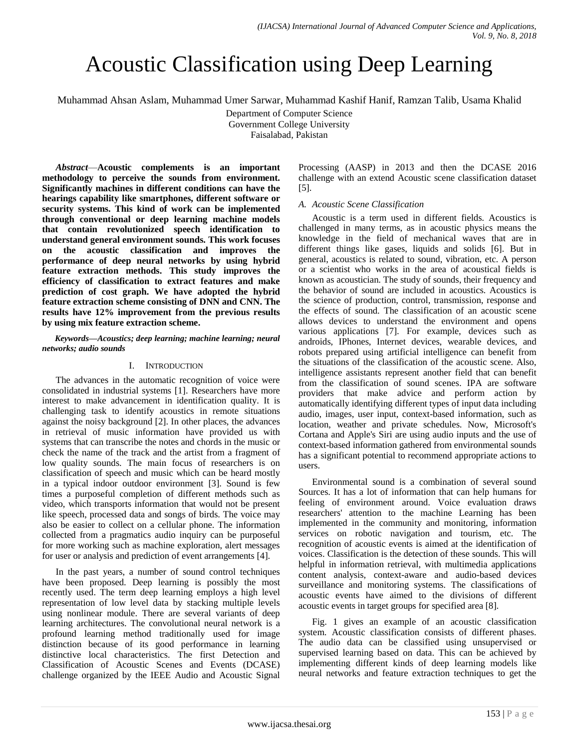# Acoustic Classification using Deep Learning

Muhammad Ahsan Aslam, Muhammad Umer Sarwar, Muhammad Kashif Hanif, Ramzan Talib, Usama Khalid

Department of Computer Science
Government College University
Faisalabad, Pakistan

***Abstract*—Acoustic complements is an important methodology to perceive the sounds from environment. Significantly machines in different conditions can have the hearings capability like smartphones, different software or security systems. This kind of work can be implemented through conventional or deep learning machine models that contain revolutionized speech identification to understand general environment sounds. This work focuses on the acoustic classification and improves the performance of deep neural networks by using hybrid feature extraction methods. This study improves the efficiency of classification to extract features and make prediction of cost graph. We have adopted the hybrid feature extraction scheme consisting of DNN and CNN. The results have 12% improvement from the previous results by using mix feature extraction scheme.**

***Keywords—Acoustics; deep learning; machine learning; neural networks; audio sounds***

## I. Introduction

The advances in the automatic recognition of voice were consolidated in industrial systems [1]. Researchers have more interest to make advancement in identification quality. It is challenging task to identify acoustics in remote situations against the noisy background [2]. In other places, the advances in retrieval of music information have provided us with systems that can transcribe the notes and chords in the music or check the name of the track and the artist from a fragment of low quality sounds. The main focus of researchers is on classification of speech and music which can be heard mostly in a typical indoor outdoor environment [3]. Sound is few times a purposeful completion of different methods such as video, which transports information that would not be present like speech, processed data and songs of birds. The voice may also be easier to collect on a cellular phone. The information collected from a pragmatics audio inquiry can be purposeful for more working such as machine exploration, alert messages for user or analysis and prediction of event arrangements [4].

In the past years, a number of sound control techniques have been proposed. Deep learning is possibly the most recently used. The term deep learning employs a high level representation of low level data by stacking multiple levels using nonlinear module. There are several variants of deep learning architectures. The convolutional neural network is a profound learning method traditionally used for image distinction because of its good performance in learning distinctive local characteristics. The first Detection and Classification of Acoustic Scenes and Events (DCASE) challenge organized by the IEEE Audio and Acoustic Signal Processing (AASP) in 2013 and then the DCASE 2016 challenge with an extend Acoustic scene classification dataset [5].

### *A. Acoustic Scene Classification*

Acoustic is a term used in different fields. Acoustics is challenged in many terms, as in acoustic physics means the knowledge in the field of mechanical waves that are in different things like gases, liquids and solids [6]. But in general, acoustics is related to sound, vibration, etc. A person or a scientist who works in the area of acoustical fields is known as acoustician. The study of sounds, their frequency and the behavior of sound are included in acoustics. Acoustics is the science of production, control, transmission, response and the effects of sound. The classification of an acoustic scene allows devices to understand the environment and opens various applications [7]. For example, devices such as androids, IPhones, Internet devices, wearable devices, and robots prepared using artificial intelligence can benefit from the situations of the classification of the acoustic scene. Also, intelligence assistants represent another field that can benefit from the classification of sound scenes. IPA are software providers that make advice and perform action by automatically identifying different types of input data including audio, images, user input, context-based information, such as location, weather and private schedules. Now, Microsoft's Cortana and Apple's Siri are using audio inputs and the use of context-based information gathered from environmental sounds has a significant potential to recommend appropriate actions to users.

Environmental sound is a combination of several sound Sources. It has a lot of information that can help humans for feeling of environment around. Voice evaluation draws researchers' attention to the machine Learning has been implemented in the community and monitoring, information services on robotic navigation and tourism, etc. The recognition of acoustic events is aimed at the identification of voices. Classification is the detection of these sounds. This will helpful in information retrieval, with multimedia applications content analysis, context-aware and audio-based devices surveillance and monitoring systems. The classifications of acoustic events have aimed to the divisions of different acoustic events in target groups for specified area [8].

Fig. 1 gives an example of an acoustic classification system. Acoustic classification consists of different phases. The audio data can be classified using unsupervised or supervised learning based on data. This can be achieved by implementing different kinds of deep learning models like neural networks and feature extraction techniques to get the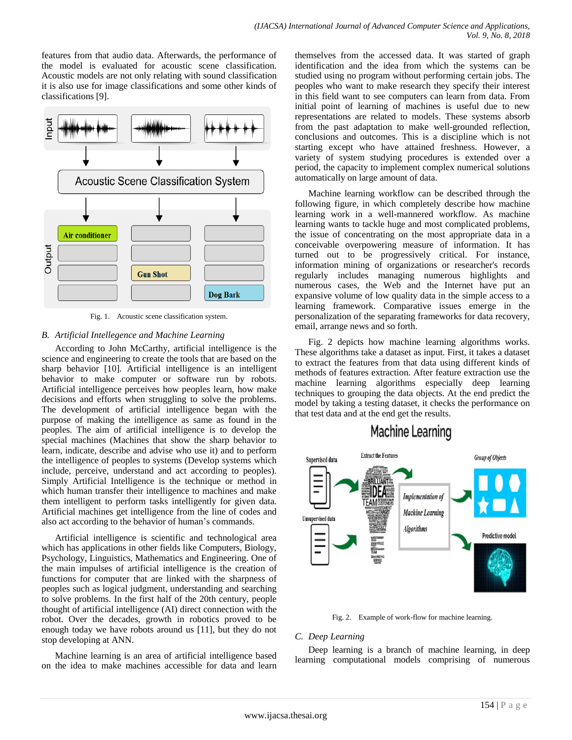features from that audio data. Afterwards, the performance of the model is evaluated for acoustic scene classification. Acoustic models are not only relating with sound classification it is also use for image classifications and some other kinds of classifications [9].

Fig. 1. Acoustic scene classification system.

## B. Artificial Intellegence and Machine Learning

According to John McCarthy, artificial intelligence is the science and engineering to create the tools that are based on the sharp behavior [10]. Artificial intelligence is an intelligent behavior to make computer or software run by robots. Artificial intelligence perceives how peoples learn, how make decisions and efforts when struggling to solve the problems. The development of artificial intelligence began with the purpose of making the intelligence as same as found in the peoples. The aim of artificial intelligence is to develop the special machines (Machines that show the sharp behavior to learn, indicate, describe and advise who use it) and to perform the intelligence of peoples to systems (Develop systems which include, perceive, understand and act according to peoples). Simply Artificial Intelligence is the technique or method in which human transfer their intelligence to machines and make them intelligent to perform tasks intelligently for given data. Artificial machines get intelligence from the line of codes and also act according to the behavior of human's commands.

Artificial intelligence is scientific and technological area which has applications in other fields like Computers, Biology, Psychology, Linguistics, Mathematics and Engineering. One of the main impulses of artificial intelligence is the creation of functions for computer that are linked with the sharpness of peoples such as logical judgment, understanding and searching to solve problems. In the first half of the 20th century, people thought of artificial intelligence (AI) direct connection with the robot. Over the decades, growth in robotics proved to be enough today we have robots around us [11], but they do not stop developing at ANN.

Machine learning is an area of artificial intelligence based on the idea to make machines accessible for data and learn themselves from the accessed data. It was started of graph identification and the idea from which the systems can be studied using no program without performing certain jobs. The peoples who want to make research they specify their interest in this field want to see computers can learn from data. From initial point of learning of machines is useful due to new representations are related to models. These systems absorb from the past adaptation to make well-grounded reflection, conclusions and outcomes. This is a discipline which is not starting except who have attained freshness. However, a variety of system studying procedures is extended over a period, the capacity to implement complex numerical solutions automatically on large amount of data.

Machine learning workflow can be described through the following figure, in which completely describe how machine learning work in a well-mannered workflow. As machine learning wants to tackle huge and most complicated problems, the issue of concentrating on the most appropriate data in a conceivable overpowering measure of information. It has turned out to be progressively critical. For instance, information mining of organizations or researcher's records regularly includes managing numerous highlights and numerous cases, the Web and the Internet have put an expansive volume of low quality data in the simple access to a learning framework. Comparative issues emerge in the personalization of the separating frameworks for data recovery, email, arrange news and so forth.

Fig. 2 depicts how machine learning algorithms works. These algorithms take a dataset as input. First, it takes a dataset to extract the features from that data using different kinds of methods of features extraction. After feature extraction use the machine learning algorithms especially deep learning techniques to grouping the data objects. At the end predict the model by taking a testing dataset, it checks the performance on that test data and at the end get the results.

Fig. 2. Example of work-flow for machine learning.

## C. Deep Learning

Deep learning is a branch of machine learning, in deep learning computational models comprising of numerous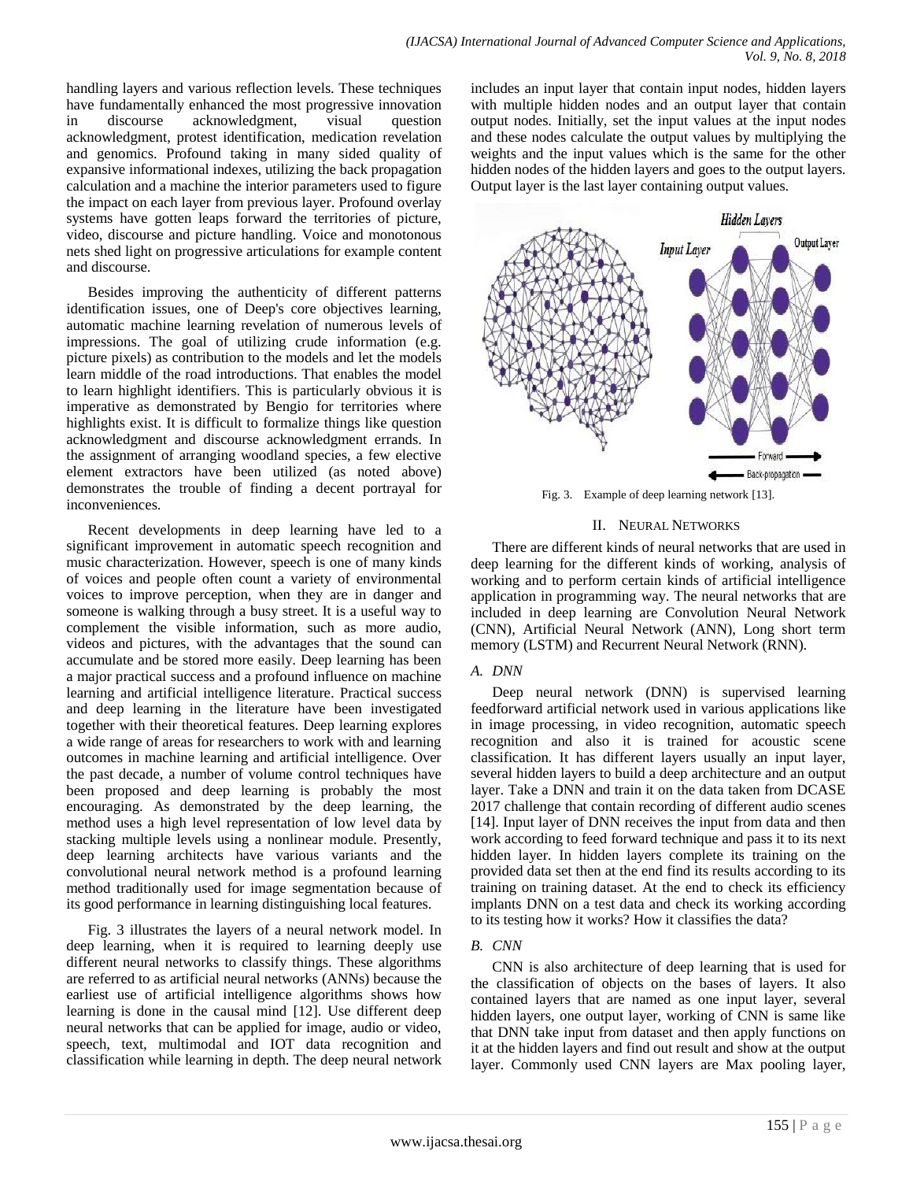handling layers and various reflection levels. These techniques have fundamentally enhanced the most progressive innovation in discourse acknowledgment, visual question acknowledgment, protest identification, medication revelation and genomics. Profound taking in many sided quality of expansive informational indexes, utilizing the back propagation calculation and a machine the interior parameters used to figure the impact on each layer from previous layer. Profound overlay systems have gotten leaps forward the territories of picture, video, discourse and picture handling. Voice and monotonous nets shed light on progressive articulations for example content and discourse.

Besides improving the authenticity of different patterns identification issues, one of Deep's core objectives learning, automatic machine learning revelation of numerous levels of impressions. The goal of utilizing crude information (e.g. picture pixels) as contribution to the models and let the models learn middle of the road introductions. That enables the model to learn highlight identifiers. This is particularly obvious it is imperative as demonstrated by Bengio for territories where highlights exist. It is difficult to formalize things like question acknowledgment and discourse acknowledgment errands. In the assignment of arranging woodland species, a few elective element extractors have been utilized (as noted above) demonstrates the trouble of finding a decent portrayal for inconveniences.

Recent developments in deep learning have led to a significant improvement in automatic speech recognition and music characterization. However, speech is one of many kinds of voices and people often count a variety of environmental voices to improve perception, when they are in danger and someone is walking through a busy street. It is a useful way to complement the visible information, such as more audio, videos and pictures, with the advantages that the sound can accumulate and be stored more easily. Deep learning has been a major practical success and a profound influence on machine learning and artificial intelligence literature. Practical success and deep learning in the literature have been investigated together with their theoretical features. Deep learning explores a wide range of areas for researchers to work with and learning outcomes in machine learning and artificial intelligence. Over the past decade, a number of volume control techniques have been proposed and deep learning is probably the most encouraging. As demonstrated by the deep learning, the method uses a high level representation of low level data by stacking multiple levels using a nonlinear module. Presently, deep learning architects have various variants and the convolutional neural network method is a profound learning method traditionally used for image segmentation because of its good performance in learning distinguishing local features.

Fig. 3 illustrates the layers of a neural network model. In deep learning, when it is required to learning deeply use different neural networks to classify things. These algorithms are referred to as artificial neural networks (ANNs) because the earliest use of artificial intelligence algorithms shows how learning is done in the causal mind [12]. Use different deep neural networks that can be applied for image, audio or video, speech, text, multimodal and IOT data recognition and classification while learning in depth. The deep neural network includes an input layer that contain input nodes, hidden layers with multiple hidden nodes and an output layer that contain output nodes. Initially, set the input values at the input nodes and these nodes calculate the output values by multiplying the weights and the input values which is the same for the other hidden nodes of the hidden layers and goes to the output layers. Output layer is the last layer containing output values.

Fig. 3. Example of deep learning network [13].

## II. Neural Networks

There are different kinds of neural networks that are used in deep learning for the different kinds of working, analysis of working and to perform certain kinds of artificial intelligence application in programming way. The neural networks that are included in deep learning are Convolution Neural Network (CNN), Artificial Neural Network (ANN), Long short term memory (LSTM) and Recurrent Neural Network (RNN).

### *A. DNN*

Deep neural network (DNN) is supervised learning feedforward artificial network used in various applications like in image processing, in video recognition, automatic speech recognition and also it is trained for acoustic scene classification. It has different layers usually an input layer, several hidden layers to build a deep architecture and an output layer. Take a DNN and train it on the data taken from DCASE 2017 challenge that contain recording of different audio scenes [14]. Input layer of DNN receives the input from data and then work according to feed forward technique and pass it to its next hidden layer. In hidden layers complete its training on the provided data set then at the end find its results according to its training on training dataset. At the end to check its efficiency implants DNN on a test data and check its working according to its testing how it works? How it classifies the data?

### *B. CNN*

CNN is also architecture of deep learning that is used for the classification of objects on the bases of layers. It also contained layers that are named as one input layer, several hidden layers, one output layer, working of CNN is same like that DNN take input from dataset and then apply functions on it at the hidden layers and find out result and show at the output layer. Commonly used CNN layers are Max pooling layer,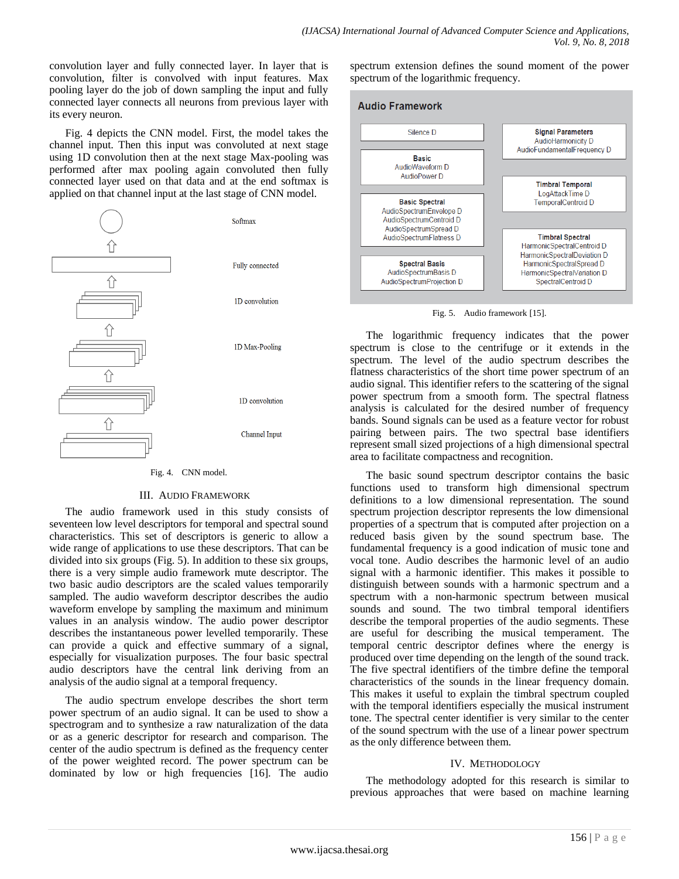convolution layer and fully connected layer. In layer that is convolution, filter is convolved with input features. Max pooling layer do the job of down sampling the input and fully connected layer connects all neurons from previous layer with its every neuron.

Fig. 4 depicts the CNN model. First, the model takes the channel input. Then this input was convoluted at next stage using 1D convolution then at the next stage Max-pooling was performed after max pooling again convoluted then fully connected layer used on that data and at the end softmax is applied on that channel input at the last stage of CNN model.

Fig. 4. CNN model.

## III. Audio Framework

The audio framework used in this study consists of seventeen low level descriptors for temporal and spectral sound characteristics. This set of descriptors is generic to allow a wide range of applications to use these descriptors. That can be divided into six groups (Fig. 5). In addition to these six groups, there is a very simple audio framework mute descriptor. The two basic audio descriptors are the scaled values temporarily sampled. The audio waveform descriptor describes the audio waveform envelope by sampling the maximum and minimum values in an analysis window. The audio power descriptor describes the instantaneous power levelled temporarily. These can provide a quick and effective summary of a signal, especially for visualization purposes. The four basic spectral audio descriptors have the central link deriving from an analysis of the audio signal at a temporal frequency.

The audio spectrum envelope describes the short term power spectrum of an audio signal. It can be used to show a spectrogram and to synthesize a raw naturalization of the data or as a generic descriptor for research and comparison. The center of the audio spectrum is defined as the frequency center of the power weighted record. The power spectrum can be dominated by low or high frequencies [16]. The audio spectrum extension defines the sound moment of the power spectrum of the logarithmic frequency.

Fig. 5. Audio framework [15].

The logarithmic frequency indicates that the power spectrum is close to the centrifuge or it extends in the spectrum. The level of the audio spectrum describes the flatness characteristics of the short time power spectrum of an audio signal. This identifier refers to the scattering of the signal power spectrum from a smooth form. The spectral flatness analysis is calculated for the desired number of frequency bands. Sound signals can be used as a feature vector for robust pairing between pairs. The two spectral base identifiers represent small sized projections of a high dimensional spectral area to facilitate compactness and recognition.

The basic sound spectrum descriptor contains the basic functions used to transform high dimensional spectrum definitions to a low dimensional representation. The sound spectrum projection descriptor represents the low dimensional properties of a spectrum that is computed after projection on a reduced basis given by the sound spectrum base. The fundamental frequency is a good indication of music tone and vocal tone. Audio describes the harmonic level of an audio signal with a harmonic identifier. This makes it possible to distinguish between sounds with a harmonic spectrum and a spectrum with a non-harmonic spectrum between musical sounds and sound. The two timbral temporal identifiers describe the temporal properties of the audio segments. These are useful for describing the musical temperament. The temporal centric descriptor defines where the energy is produced over time depending on the length of the sound track. The five spectral identifiers of the timbre define the temporal characteristics of the sounds in the linear frequency domain. This makes it useful to explain the timbral spectrum coupled with the temporal identifiers especially the musical instrument tone. The spectral center identifier is very similar to the center of the sound spectrum with the use of a linear power spectrum as the only difference between them.

## IV. Methodology

The methodology adopted for this research is similar to previous approaches that were based on machine learning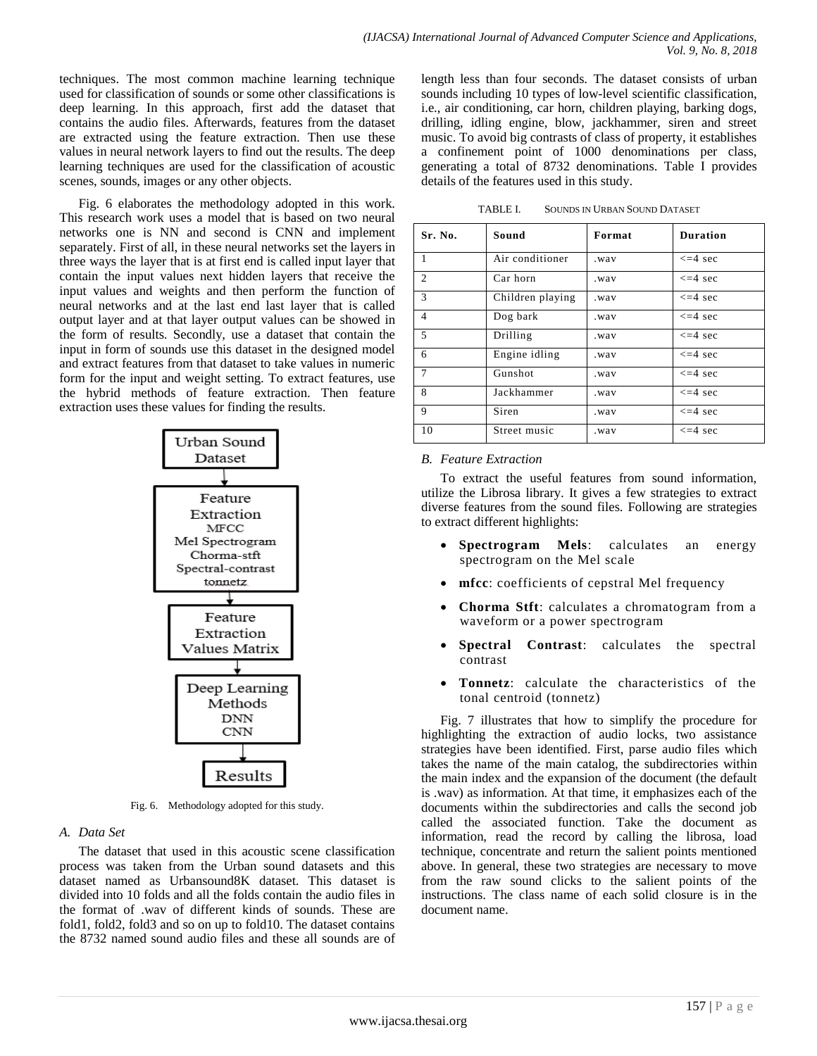techniques. The most common machine learning technique used for classification of sounds or some other classifications is deep learning. In this approach, first add the dataset that contains the audio files. Afterwards, features from the dataset are extracted using the feature extraction. Then use these values in neural network layers to find out the results. The deep learning techniques are used for the classification of acoustic scenes, sounds, images or any other objects.

Fig. 6 elaborates the methodology adopted in this work. This research work uses a model that is based on two neural networks one is NN and second is CNN and implement separately. First of all, in these neural networks set the layers in three ways the layer that is at first end is called input layer that contain the input values next hidden layers that receive the input values and weights and then perform the function of neural networks and at the last end last layer that is called output layer and at that layer output values can be showed in the form of results. Secondly, use a dataset that contain the input in form of sounds use this dataset in the designed model and extract features from that dataset to take values in numeric form for the input and weight setting. To extract features, use the hybrid methods of feature extraction. Then feature extraction uses these values for finding the results.

Urban Sound Dataset → Feature Extraction (MFCC, Mel Spectrogram, Chorma-stft, Spectral-contrast, tonnetz) → Feature Extraction Values Matrix → Deep Learning Methods (DNN, CNN) → Results

Fig. 6. Methodology adopted for this study.

## A. Data Set

The dataset that used in this acoustic scene classification process was taken from the Urban sound datasets and this dataset named as Urbansound8K dataset. This dataset is divided into 10 folds and all the folds contain the audio files in the format of .wav of different kinds of sounds. These are fold1, fold2, fold3 and so on up to fold10. The dataset contains the 8732 named sound audio files and these all sounds are of length less than four seconds. The dataset consists of urban sounds including 10 types of low-level scientific classification, i.e., air conditioning, car horn, children playing, barking dogs, drilling, idling engine, blow, jackhammer, siren and street music. To avoid big contrasts of class of property, it establishes a confinement point of 1000 denominations per class, generating a total of 8732 denominations. Table I provides details of the features used in this study.

TABLE I. SOUNDS IN URBAN SOUND DATASET

| Sr. No. | Sound | Format | Duration |
|---|---|---|---|
| 1 | Air conditioner | .wav | <=4 sec |
| 2 | Car horn | .wav | <=4 sec |
| 3 | Children playing | .wav | <=4 sec |
| 4 | Dog bark | .wav | <=4 sec |
| 5 | Drilling | .wav | <=4 sec |
| 6 | Engine idling | .wav | <=4 sec |
| 7 | Gunshot | .wav | <=4 sec |
| 8 | Jackhammer | .wav | <=4 sec |
| 9 | Siren | .wav | <=4 sec |
| 10 | Street music | .wav | <=4 sec |

## B. Feature Extraction

To extract the useful features from sound information, utilize the Librosa library. It gives a few strategies to extract diverse features from the sound files. Following are strategies to extract different highlights:

- **Spectrogram Mels**: calculates an energy spectrogram on the Mel scale
- **mfcc**: coefficients of cepstral Mel frequency
- **Chorma Stft**: calculates a chromatogram from a waveform or a power spectrogram
- **Spectral Contrast**: calculates the spectral contrast
- **Tonnetz**: calculate the characteristics of the tonal centroid (tonnetz)

Fig. 7 illustrates that how to simplify the procedure for highlighting the extraction of audio locks, two assistance strategies have been identified. First, parse audio files which takes the name of the main catalog, the subdirectories within the main index and the expansion of the document (the default is .wav) as information. At that time, it emphasizes each of the documents within the subdirectories and calls the second job called the associated function. Take the document as information, read the record by calling the librosa, load technique, concentrate and return the salient points mentioned above. In general, these two strategies are necessary to move from the raw sound clicks to the salient points of the instructions. The class name of each solid closure is in the document name.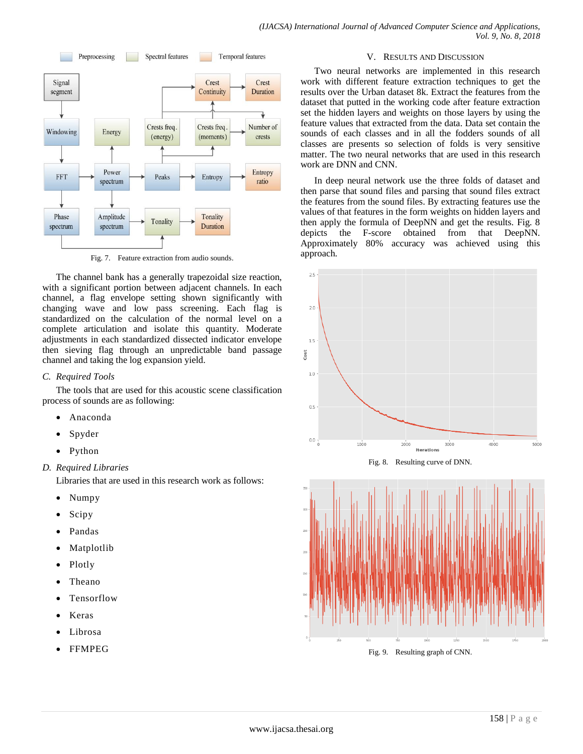Fig. 7. Feature extraction from audio sounds.

The channel bank has a generally trapezoidal size reaction, with a significant portion between adjacent channels. In each channel, a flag envelope setting shown significantly with changing wave and low pass screening. Each flag is standardized on the calculation of the normal level on a complete articulation and isolate this quantity. Moderate adjustments in each standardized dissected indicator envelope then sieving flag through an unpredictable band passage channel and taking the log expansion yield.

### *C. Required Tools*

The tools that are used for this acoustic scene classification process of sounds are as following:

- Anaconda
- Spyder
- Python

### *D. Required Libraries*

Libraries that are used in this research work as follows:

- Numpy
- Scipy
- Pandas
- Matplotlib
- Plotly
- Theano
- Tensorflow
- Keras
- Librosa
- FFMPEG

## V. Results and Discussion

Two neural networks are implemented in this research work with different feature extraction techniques to get the results over the Urban dataset 8k. Extract the features from the dataset that putted in the working code after feature extraction set the hidden layers and weights on those layers by using the feature values that extracted from the data. Data set contain the sounds of each classes and in all the fodders sounds of all classes are presents so selection of folds is very sensitive matter. The two neural networks that are used in this research work are DNN and CNN.

In deep neural network use the three folds of dataset and then parse that sound files and parsing that sound files extract the features from the sound files. By extracting features use the values of that features in the form weights on hidden layers and then apply the formula of DeepNN and get the results. Fig. 8 depicts the F-score obtained from that DeepNN. Approximately 80% accuracy was achieved using this approach.

Fig. 8. Resulting curve of DNN.

Fig. 9. Resulting graph of CNN.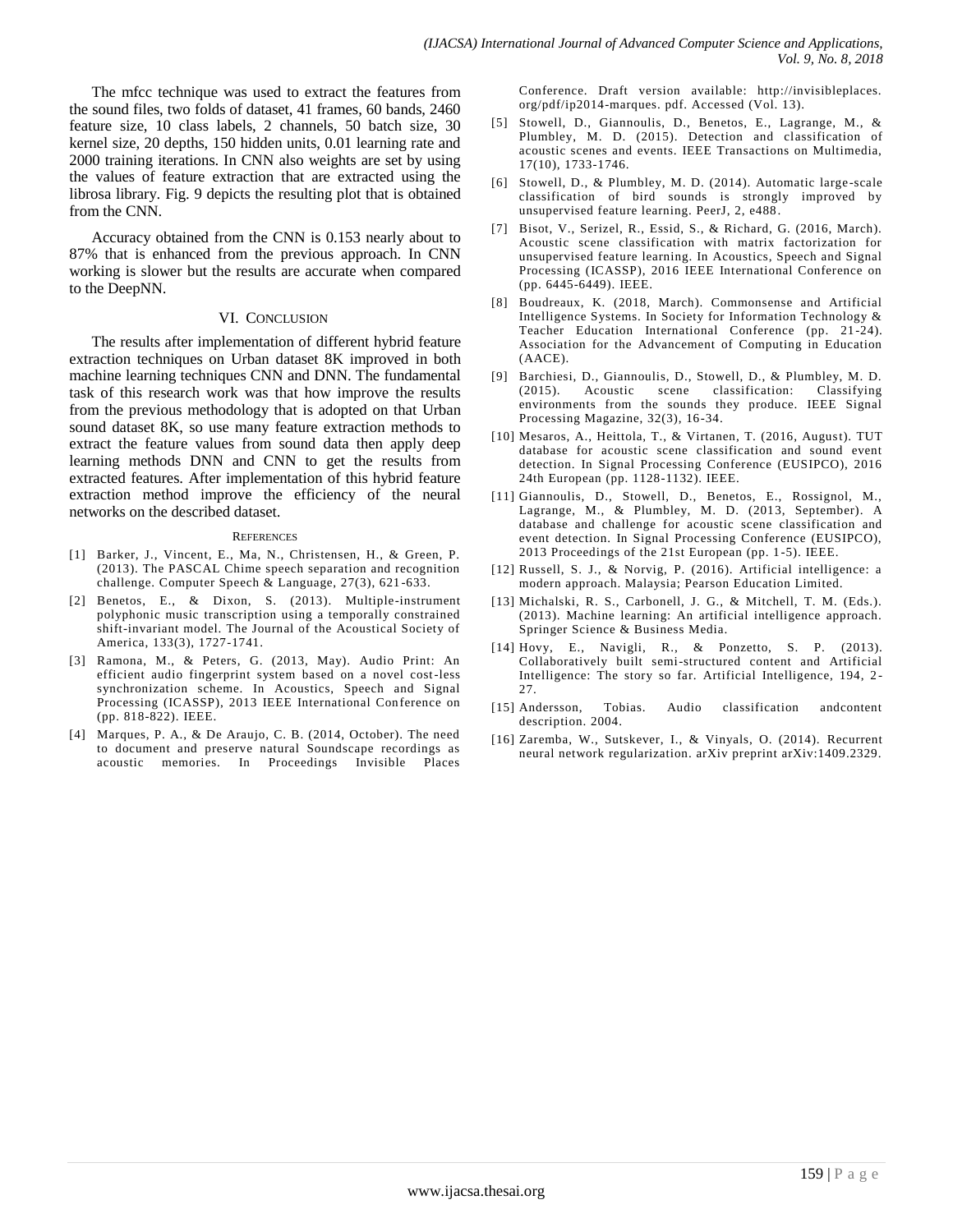The mfcc technique was used to extract the features from the sound files, two folds of dataset, 41 frames, 60 bands, 2460 feature size, 10 class labels, 2 channels, 50 batch size, 30 kernel size, 20 depths, 150 hidden units, 0.01 learning rate and 2000 training iterations. In CNN also weights are set by using the values of feature extraction that are extracted using the librosa library. Fig. 9 depicts the resulting plot that is obtained from the CNN.

Accuracy obtained from the CNN is 0.153 nearly about to 87% that is enhanced from the previous approach. In CNN working is slower but the results are accurate when compared to the DeepNN.

## VI. Conclusion

The results after implementation of different hybrid feature extraction techniques on Urban dataset 8K improved in both machine learning techniques CNN and DNN. The fundamental task of this research work was that how improve the results from the previous methodology that is adopted on that Urban sound dataset 8K, so use many feature extraction methods to extract the feature values from sound data then apply deep learning methods DNN and CNN to get the results from extracted features. After implementation of this hybrid feature extraction method improve the efficiency of the neural networks on the described dataset.

## References

[1] Barker, J., Vincent, E., Ma, N., Christensen, H., & Green, P. (2013). The PASCAL Chime speech separation and recognition challenge. Computer Speech & Language, 27(3), 621-633.

[2] Benetos, E., & Dixon, S. (2013). Multiple-instrument polyphonic music transcription using a temporally constrained shift-invariant model. The Journal of the Acoustical Society of America, 133(3), 1727-1741.

[3] Ramona, M., & Peters, G. (2013, May). Audio Print: An efficient audio fingerprint system based on a novel cost-less synchronization scheme. In Acoustics, Speech and Signal Processing (ICASSP), 2013 IEEE International Conference on (pp. 818-822). IEEE.

[4] Marques, P. A., & De Araujo, C. B. (2014, October). The need to document and preserve natural Soundscape recordings as acoustic memories. In Proceedings Invisible Places Conference. Draft version available: http://invisibleplaces.org/pdf/ip2014-marques. pdf. Accessed (Vol. 13).

[5] Stowell, D., Giannoulis, D., Benetos, E., Lagrange, M., & Plumbley, M. D. (2015). Detection and classification of acoustic scenes and events. IEEE Transactions on Multimedia, 17(10), 1733-1746.

[6] Stowell, D., & Plumbley, M. D. (2014). Automatic large-scale classification of bird sounds is strongly improved by unsupervised feature learning. PeerJ, 2, e488.

[7] Bisot, V., Serizel, R., Essid, S., & Richard, G. (2016, March). Acoustic scene classification with matrix factorization for unsupervised feature learning. In Acoustics, Speech and Signal Processing (ICASSP), 2016 IEEE International Conference on (pp. 6445-6449). IEEE.

[8] Boudreaux, K. (2018, March). Commonsense and Artificial Intelligence Systems. In Society for Information Technology & Teacher Education International Conference (pp. 21-24). Association for the Advancement of Computing in Education (AACE).

[9] Barchiesi, D., Giannoulis, D., Stowell, D., & Plumbley, M. D. (2015). Acoustic scene classification: Classifying environments from the sounds they produce. IEEE Signal Processing Magazine, 32(3), 16-34.

[10] Mesaros, A., Heittola, T., & Virtanen, T. (2016, August). TUT database for acoustic scene classification and sound event detection. In Signal Processing Conference (EUSIPCO), 2016 24th European (pp. 1128-1132). IEEE.

[11] Giannoulis, D., Stowell, D., Benetos, E., Rossignol, M., Lagrange, M., & Plumbley, M. D. (2013, September). A database and challenge for acoustic scene classification and event detection. In Signal Processing Conference (EUSIPCO), 2013 Proceedings of the 21st European (pp. 1-5). IEEE.

[12] Russell, S. J., & Norvig, P. (2016). Artificial intelligence: a modern approach. Malaysia; Pearson Education Limited.

[13] Michalski, R. S., Carbonell, J. G., & Mitchell, T. M. (Eds.). (2013). Machine learning: An artificial intelligence approach. Springer Science & Business Media.

[14] Hovy, E., Navigli, R., & Ponzetto, S. P. (2013). Collaboratively built semi-structured content and Artificial Intelligence: The story so far. Artificial Intelligence, 194, 2-27.

[15] Andersson, Tobias. Audio classification andcontent description. 2004.

[16] Zaremba, W., Sutskever, I., & Vinyals, O. (2014). Recurrent neural network regularization. arXiv preprint arXiv:1409.2329.